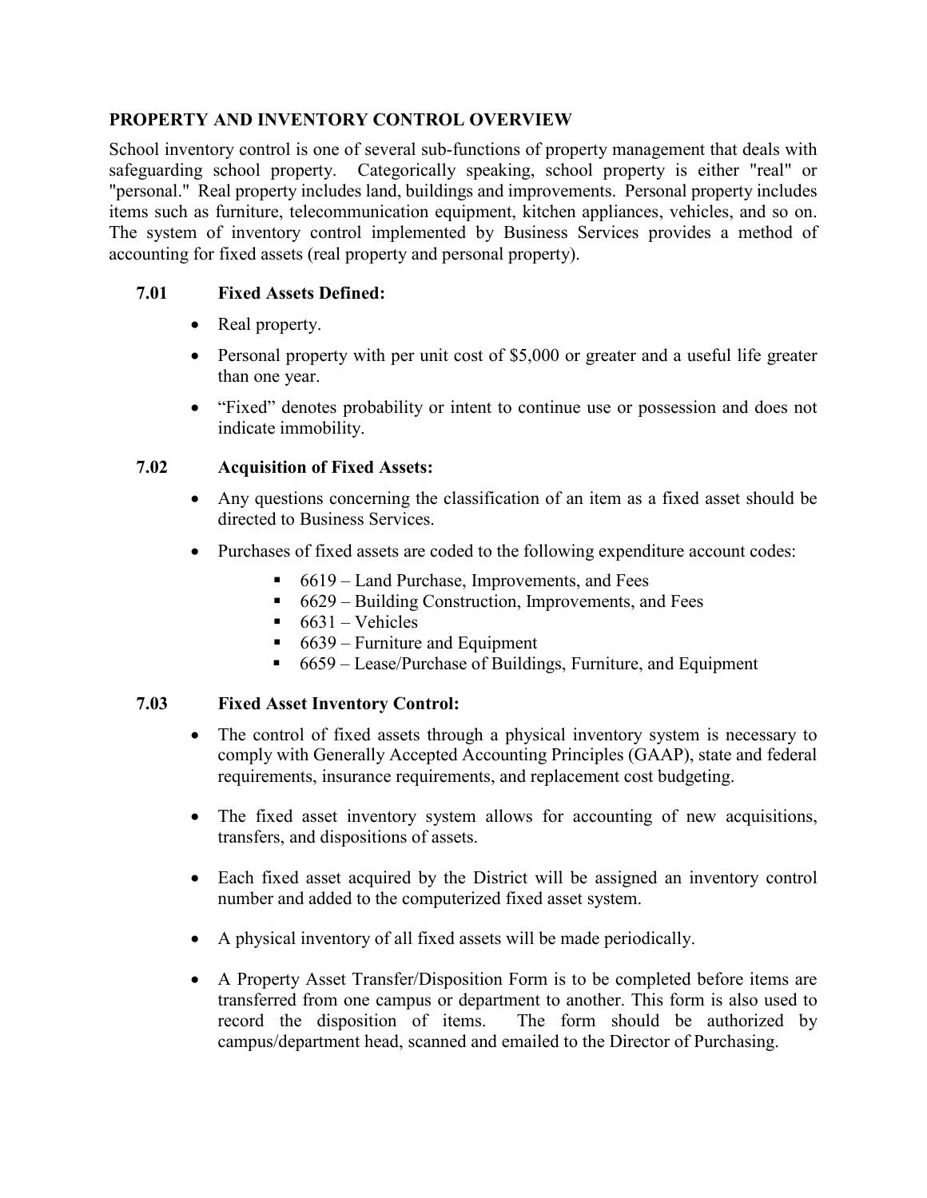## PROPERTY AND INVENTORY CONTROL OVERVIEW

School inventory control is one of several sub-functions of property management that deals with safeguarding school property. Categorically speaking, school property is either "real" or "personal." Real property includes land, buildings and improvements. Personal property includes items such as furniture, telecommunication equipment, kitchen appliances, vehicles, and so on. The system of inventory control implemented by Business Services provides a method of accounting for fixed assets (real property and personal property).

### 7.01 Fixed Assets Defined:

- Real property.
- Personal property with per unit cost of $5,000 or greater and a useful life greater than one year.
- "Fixed" denotes probability or intent to continue use or possession and does not indicate immobility.

### 7.02 Acquisition of Fixed Assets:

- Any questions concerning the classification of an item as a fixed asset should be directed to Business Services.
- Purchases of fixed assets are coded to the following expenditure account codes:
  - 6619 – Land Purchase, Improvements, and Fees
  - 6629 – Building Construction, Improvements, and Fees
  - 6631 – Vehicles
  - 6639 – Furniture and Equipment
  - 6659 – Lease/Purchase of Buildings, Furniture, and Equipment

### 7.03 Fixed Asset Inventory Control:

- The control of fixed assets through a physical inventory system is necessary to comply with Generally Accepted Accounting Principles (GAAP), state and federal requirements, insurance requirements, and replacement cost budgeting.
- The fixed asset inventory system allows for accounting of new acquisitions, transfers, and dispositions of assets.
- Each fixed asset acquired by the District will be assigned an inventory control number and added to the computerized fixed asset system.
- A physical inventory of all fixed assets will be made periodically.
- A Property Asset Transfer/Disposition Form is to be completed before items are transferred from one campus or department to another. This form is also used to record the disposition of items. The form should be authorized by campus/department head, scanned and emailed to the Director of Purchasing.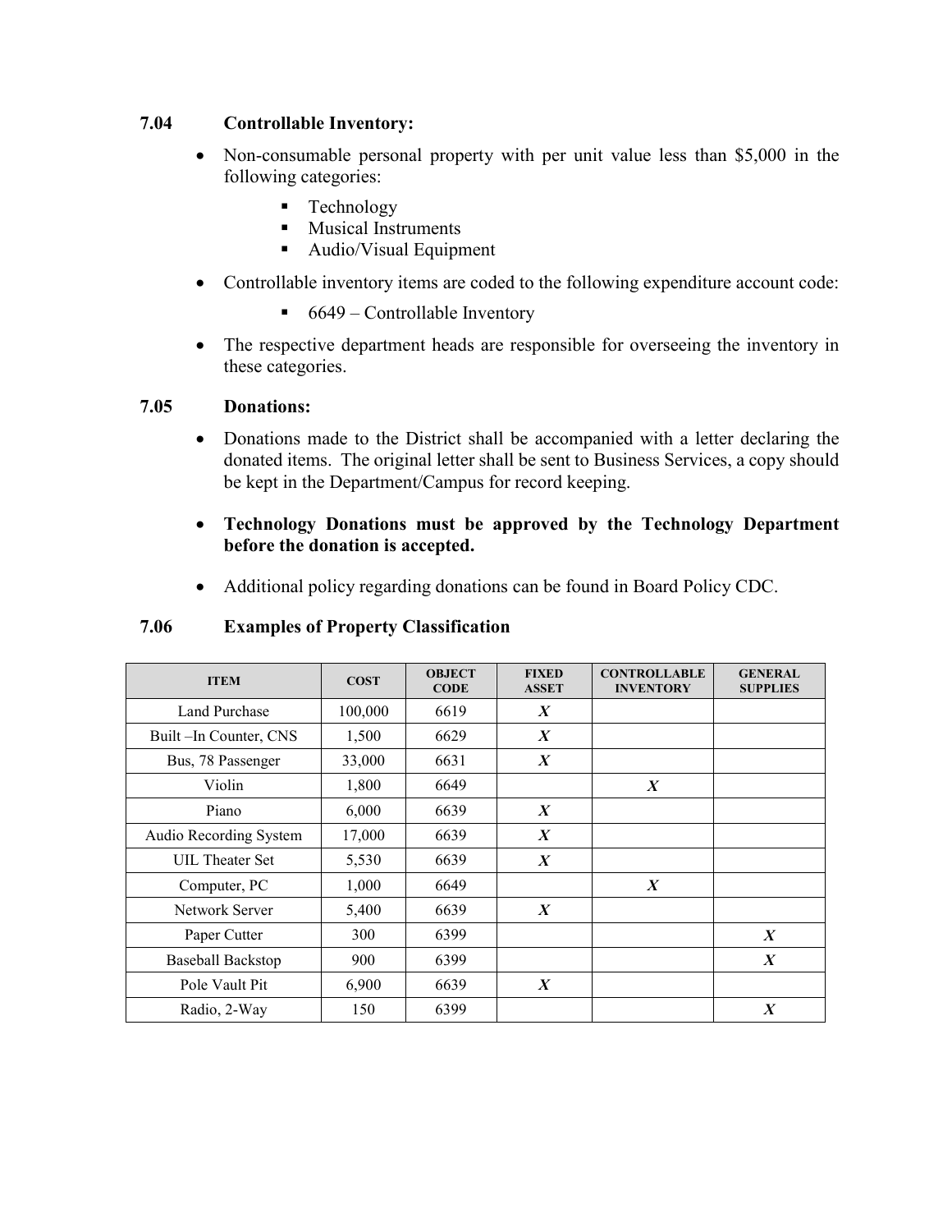### 7.04 Controllable Inventory:

- Non-consumable personal property with per unit value less than $5,000 in the following categories:
  - Technology
  - Musical Instruments
  - Audio/Visual Equipment
- Controllable inventory items are coded to the following expenditure account code:
  - 6649 – Controllable Inventory
- The respective department heads are responsible for overseeing the inventory in these categories.

### 7.05 Donations:

- Donations made to the District shall be accompanied with a letter declaring the donated items. The original letter shall be sent to Business Services, a copy should be kept in the Department/Campus for record keeping.
- **Technology Donations must be approved by the Technology Department before the donation is accepted.**
- Additional policy regarding donations can be found in Board Policy CDC.

### 7.06 Examples of Property Classification

| ITEM | COST | OBJECT CODE | FIXED ASSET | CONTROLLABLE INVENTORY | GENERAL SUPPLIES |
|---|---|---|---|---|---|
| Land Purchase | 100,000 | 6619 | ***X*** | | |
| Built –In Counter, CNS | 1,500 | 6629 | ***X*** | | |
| Bus, 78 Passenger | 33,000 | 6631 | ***X*** | | |
| Violin | 1,800 | 6649 | | ***X*** | |
| Piano | 6,000 | 6639 | ***X*** | | |
| Audio Recording System | 17,000 | 6639 | ***X*** | | |
| UIL Theater Set | 5,530 | 6639 | ***X*** | | |
| Computer, PC | 1,000 | 6649 | | ***X*** | |
| Network Server | 5,400 | 6639 | ***X*** | | |
| Paper Cutter | 300 | 6399 | | | ***X*** |
| Baseball Backstop | 900 | 6399 | | | ***X*** |
| Pole Vault Pit | 6,900 | 6639 | ***X*** | | |
| Radio, 2-Way | 150 | 6399 | | | ***X*** |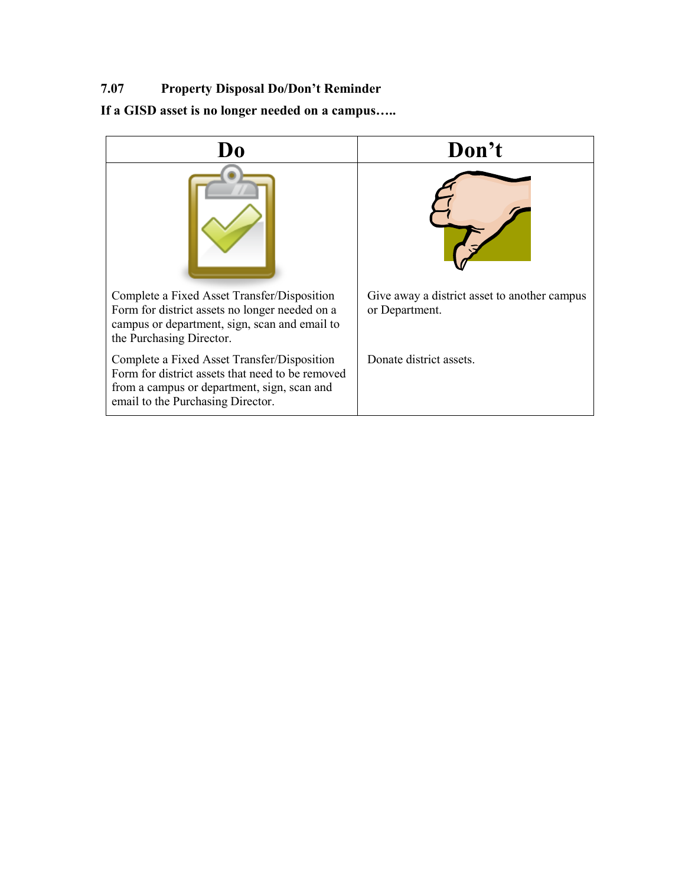### 7.07 Property Disposal Do/Don't Reminder

**If a GISD asset is no longer needed on a campus…..**

| Do | Don't |
|---|---|
| Complete a Fixed Asset Transfer/Disposition Form for district assets no longer needed on a campus or department, sign, scan and email to the Purchasing Director. | Give away a district asset to another campus or Department. |
| Complete a Fixed Asset Transfer/Disposition Form for district assets that need to be removed from a campus or department, sign, scan and email to the Purchasing Director. | Donate district assets. |